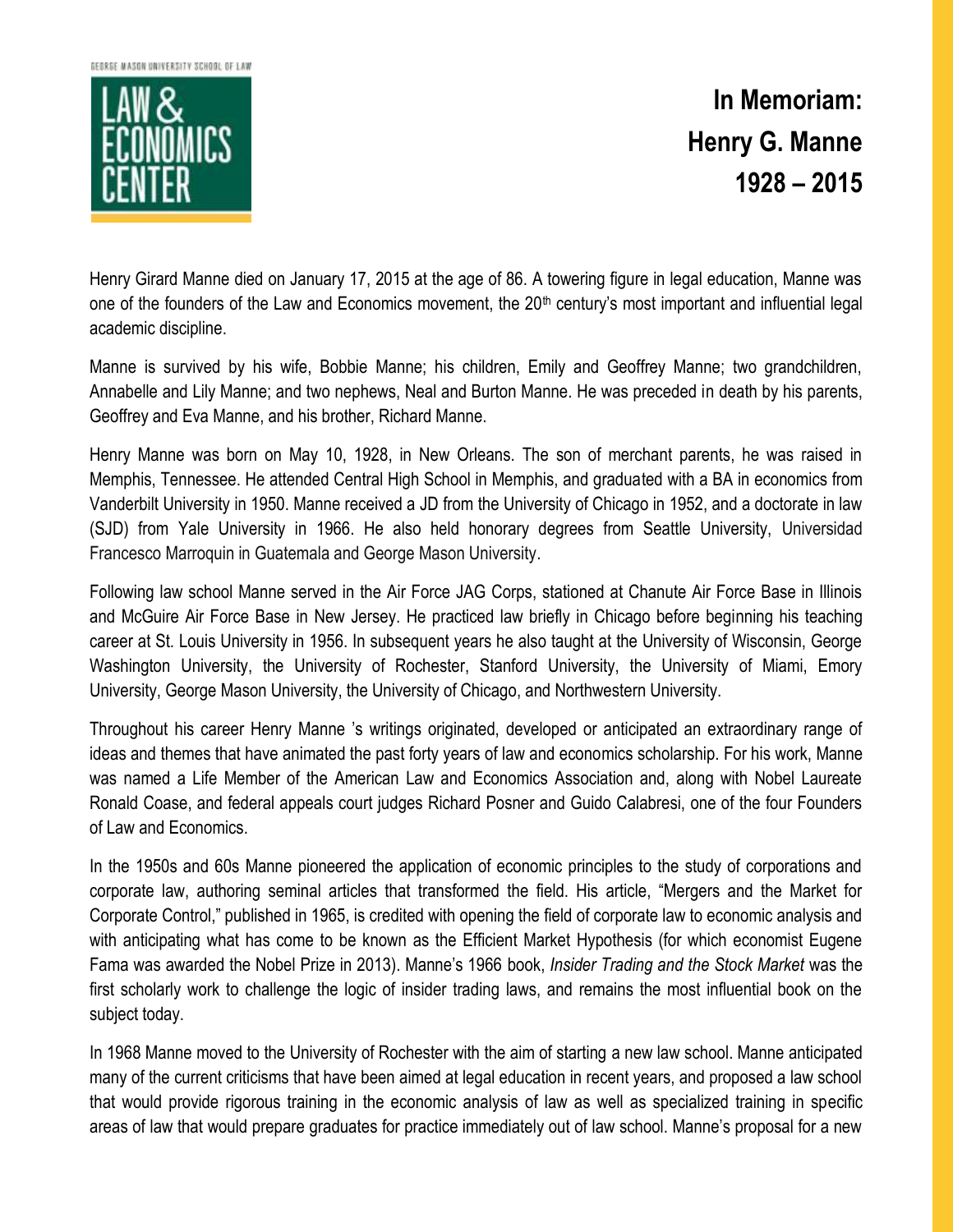GEORGE MASON UNIVERSITY SCHOOL OF LAW

LAW & ECONOMICS CENTER

# In Memoriam: Henry G. Manne 1928 – 2015

Henry Girard Manne died on January 17, 2015 at the age of 86. A towering figure in legal education, Manne was one of the founders of the Law and Economics movement, the 20th century's most important and influential legal academic discipline.

Manne is survived by his wife, Bobbie Manne; his children, Emily and Geoffrey Manne; two grandchildren, Annabelle and Lily Manne; and two nephews, Neal and Burton Manne. He was preceded in death by his parents, Geoffrey and Eva Manne, and his brother, Richard Manne.

Henry Manne was born on May 10, 1928, in New Orleans. The son of merchant parents, he was raised in Memphis, Tennessee. He attended Central High School in Memphis, and graduated with a BA in economics from Vanderbilt University in 1950. Manne received a JD from the University of Chicago in 1952, and a doctorate in law (SJD) from Yale University in 1966. He also held honorary degrees from Seattle University, Universidad Francesco Marroquin in Guatemala and George Mason University.

Following law school Manne served in the Air Force JAG Corps, stationed at Chanute Air Force Base in Illinois and McGuire Air Force Base in New Jersey. He practiced law briefly in Chicago before beginning his teaching career at St. Louis University in 1956. In subsequent years he also taught at the University of Wisconsin, George Washington University, the University of Rochester, Stanford University, the University of Miami, Emory University, George Mason University, the University of Chicago, and Northwestern University.

Throughout his career Henry Manne 's writings originated, developed or anticipated an extraordinary range of ideas and themes that have animated the past forty years of law and economics scholarship. For his work, Manne was named a Life Member of the American Law and Economics Association and, along with Nobel Laureate Ronald Coase, and federal appeals court judges Richard Posner and Guido Calabresi, one of the four Founders of Law and Economics.

In the 1950s and 60s Manne pioneered the application of economic principles to the study of corporations and corporate law, authoring seminal articles that transformed the field. His article, "Mergers and the Market for Corporate Control," published in 1965, is credited with opening the field of corporate law to economic analysis and with anticipating what has come to be known as the Efficient Market Hypothesis (for which economist Eugene Fama was awarded the Nobel Prize in 2013). Manne's 1966 book, *Insider Trading and the Stock Market* was the first scholarly work to challenge the logic of insider trading laws, and remains the most influential book on the subject today.

In 1968 Manne moved to the University of Rochester with the aim of starting a new law school. Manne anticipated many of the current criticisms that have been aimed at legal education in recent years, and proposed a law school that would provide rigorous training in the economic analysis of law as well as specialized training in specific areas of law that would prepare graduates for practice immediately out of law school. Manne's proposal for a new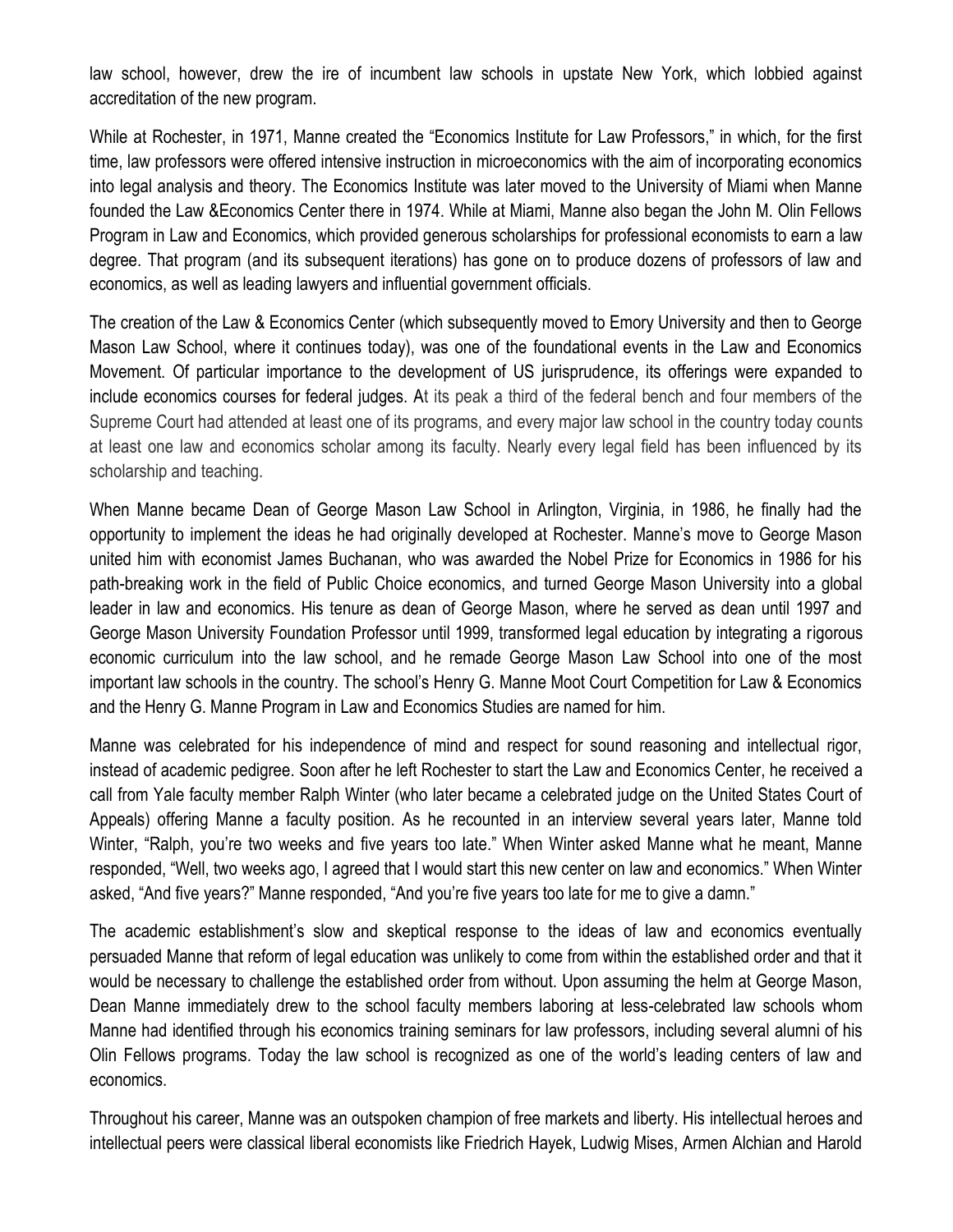law school, however, drew the ire of incumbent law schools in upstate New York, which lobbied against accreditation of the new program.

While at Rochester, in 1971, Manne created the "Economics Institute for Law Professors," in which, for the first time, law professors were offered intensive instruction in microeconomics with the aim of incorporating economics into legal analysis and theory. The Economics Institute was later moved to the University of Miami when Manne founded the Law &Economics Center there in 1974. While at Miami, Manne also began the John M. Olin Fellows Program in Law and Economics, which provided generous scholarships for professional economists to earn a law degree. That program (and its subsequent iterations) has gone on to produce dozens of professors of law and economics, as well as leading lawyers and influential government officials.

The creation of the Law & Economics Center (which subsequently moved to Emory University and then to George Mason Law School, where it continues today), was one of the foundational events in the Law and Economics Movement. Of particular importance to the development of US jurisprudence, its offerings were expanded to include economics courses for federal judges. At its peak a third of the federal bench and four members of the Supreme Court had attended at least one of its programs, and every major law school in the country today counts at least one law and economics scholar among its faculty. Nearly every legal field has been influenced by its scholarship and teaching.

When Manne became Dean of George Mason Law School in Arlington, Virginia, in 1986, he finally had the opportunity to implement the ideas he had originally developed at Rochester. Manne's move to George Mason united him with economist James Buchanan, who was awarded the Nobel Prize for Economics in 1986 for his path-breaking work in the field of Public Choice economics, and turned George Mason University into a global leader in law and economics. His tenure as dean of George Mason, where he served as dean until 1997 and George Mason University Foundation Professor until 1999, transformed legal education by integrating a rigorous economic curriculum into the law school, and he remade George Mason Law School into one of the most important law schools in the country. The school's Henry G. Manne Moot Court Competition for Law & Economics and the Henry G. Manne Program in Law and Economics Studies are named for him.

Manne was celebrated for his independence of mind and respect for sound reasoning and intellectual rigor, instead of academic pedigree. Soon after he left Rochester to start the Law and Economics Center, he received a call from Yale faculty member Ralph Winter (who later became a celebrated judge on the United States Court of Appeals) offering Manne a faculty position. As he recounted in an interview several years later, Manne told Winter, "Ralph, you're two weeks and five years too late." When Winter asked Manne what he meant, Manne responded, "Well, two weeks ago, I agreed that I would start this new center on law and economics." When Winter asked, "And five years?" Manne responded, "And you're five years too late for me to give a damn."

The academic establishment's slow and skeptical response to the ideas of law and economics eventually persuaded Manne that reform of legal education was unlikely to come from within the established order and that it would be necessary to challenge the established order from without. Upon assuming the helm at George Mason, Dean Manne immediately drew to the school faculty members laboring at less-celebrated law schools whom Manne had identified through his economics training seminars for law professors, including several alumni of his Olin Fellows programs. Today the law school is recognized as one of the world's leading centers of law and economics.

Throughout his career, Manne was an outspoken champion of free markets and liberty. His intellectual heroes and intellectual peers were classical liberal economists like Friedrich Hayek, Ludwig Mises, Armen Alchian and Harold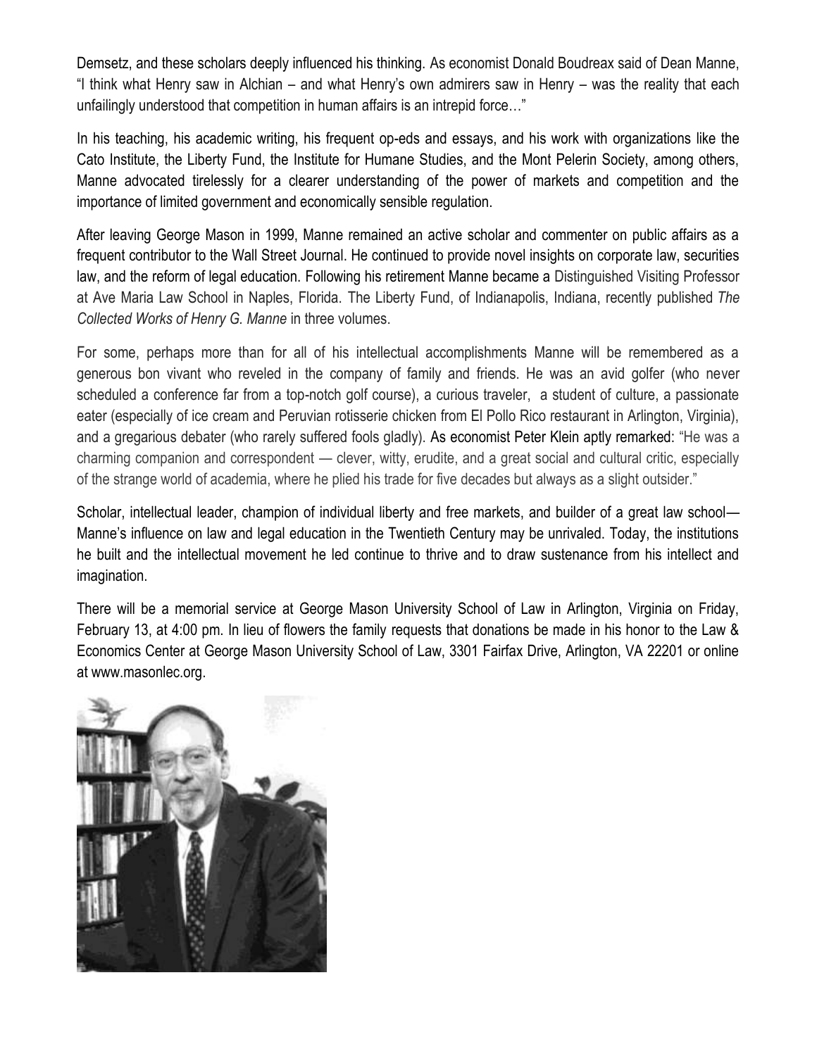Demsetz, and these scholars deeply influenced his thinking. As economist Donald Boudreax said of Dean Manne, "I think what Henry saw in Alchian – and what Henry's own admirers saw in Henry – was the reality that each unfailingly understood that competition in human affairs is an intrepid force…"

In his teaching, his academic writing, his frequent op-eds and essays, and his work with organizations like the Cato Institute, the Liberty Fund, the Institute for Humane Studies, and the Mont Pelerin Society, among others, Manne advocated tirelessly for a clearer understanding of the power of markets and competition and the importance of limited government and economically sensible regulation.

After leaving George Mason in 1999, Manne remained an active scholar and commenter on public affairs as a frequent contributor to the Wall Street Journal. He continued to provide novel insights on corporate law, securities law, and the reform of legal education. Following his retirement Manne became a Distinguished Visiting Professor at Ave Maria Law School in Naples, Florida. The Liberty Fund, of Indianapolis, Indiana, recently published *The Collected Works of Henry G. Manne* in three volumes.

For some, perhaps more than for all of his intellectual accomplishments Manne will be remembered as a generous bon vivant who reveled in the company of family and friends. He was an avid golfer (who never scheduled a conference far from a top-notch golf course), a curious traveler, a student of culture, a passionate eater (especially of ice cream and Peruvian rotisserie chicken from El Pollo Rico restaurant in Arlington, Virginia), and a gregarious debater (who rarely suffered fools gladly). As economist Peter Klein aptly remarked: "He was a charming companion and correspondent — clever, witty, erudite, and a great social and cultural critic, especially of the strange world of academia, where he plied his trade for five decades but always as a slight outsider."

Scholar, intellectual leader, champion of individual liberty and free markets, and builder of a great law school—Manne's influence on law and legal education in the Twentieth Century may be unrivaled. Today, the institutions he built and the intellectual movement he led continue to thrive and to draw sustenance from his intellect and imagination.

There will be a memorial service at George Mason University School of Law in Arlington, Virginia on Friday, February 13, at 4:00 pm. In lieu of flowers the family requests that donations be made in his honor to the Law & Economics Center at George Mason University School of Law, 3301 Fairfax Drive, Arlington, VA 22201 or online at www.masonlec.org.